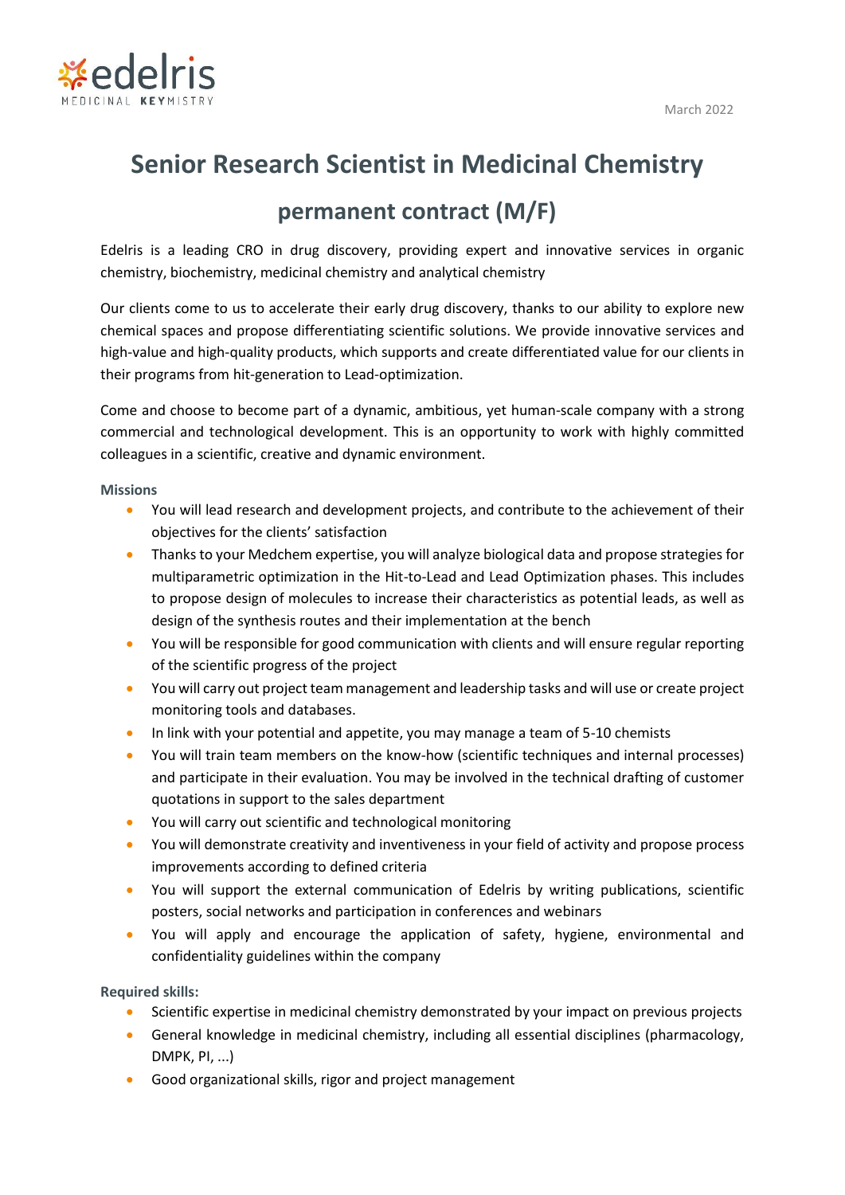edelris
MEDICINAL KEYMISTRY

March 2022

# Senior Research Scientist in Medicinal Chemistry

## permanent contract (M/F)

Edelris is a leading CRO in drug discovery, providing expert and innovative services in organic chemistry, biochemistry, medicinal chemistry and analytical chemistry

Our clients come to us to accelerate their early drug discovery, thanks to our ability to explore new chemical spaces and propose differentiating scientific solutions. We provide innovative services and high-value and high-quality products, which supports and create differentiated value for our clients in their programs from hit-generation to Lead-optimization.

Come and choose to become part of a dynamic, ambitious, yet human-scale company with a strong commercial and technological development. This is an opportunity to work with highly committed colleagues in a scientific, creative and dynamic environment.

**Missions**

- You will lead research and development projects, and contribute to the achievement of their objectives for the clients' satisfaction
- Thanks to your Medchem expertise, you will analyze biological data and propose strategies for multiparametric optimization in the Hit-to-Lead and Lead Optimization phases. This includes to propose design of molecules to increase their characteristics as potential leads, as well as design of the synthesis routes and their implementation at the bench
- You will be responsible for good communication with clients and will ensure regular reporting of the scientific progress of the project
- You will carry out project team management and leadership tasks and will use or create project monitoring tools and databases.
- In link with your potential and appetite, you may manage a team of 5-10 chemists
- You will train team members on the know-how (scientific techniques and internal processes) and participate in their evaluation. You may be involved in the technical drafting of customer quotations in support to the sales department
- You will carry out scientific and technological monitoring
- You will demonstrate creativity and inventiveness in your field of activity and propose process improvements according to defined criteria
- You will support the external communication of Edelris by writing publications, scientific posters, social networks and participation in conferences and webinars
- You will apply and encourage the application of safety, hygiene, environmental and confidentiality guidelines within the company

**Required skills:**

- Scientific expertise in medicinal chemistry demonstrated by your impact on previous projects
- General knowledge in medicinal chemistry, including all essential disciplines (pharmacology, DMPK, PI, ...)
- Good organizational skills, rigor and project management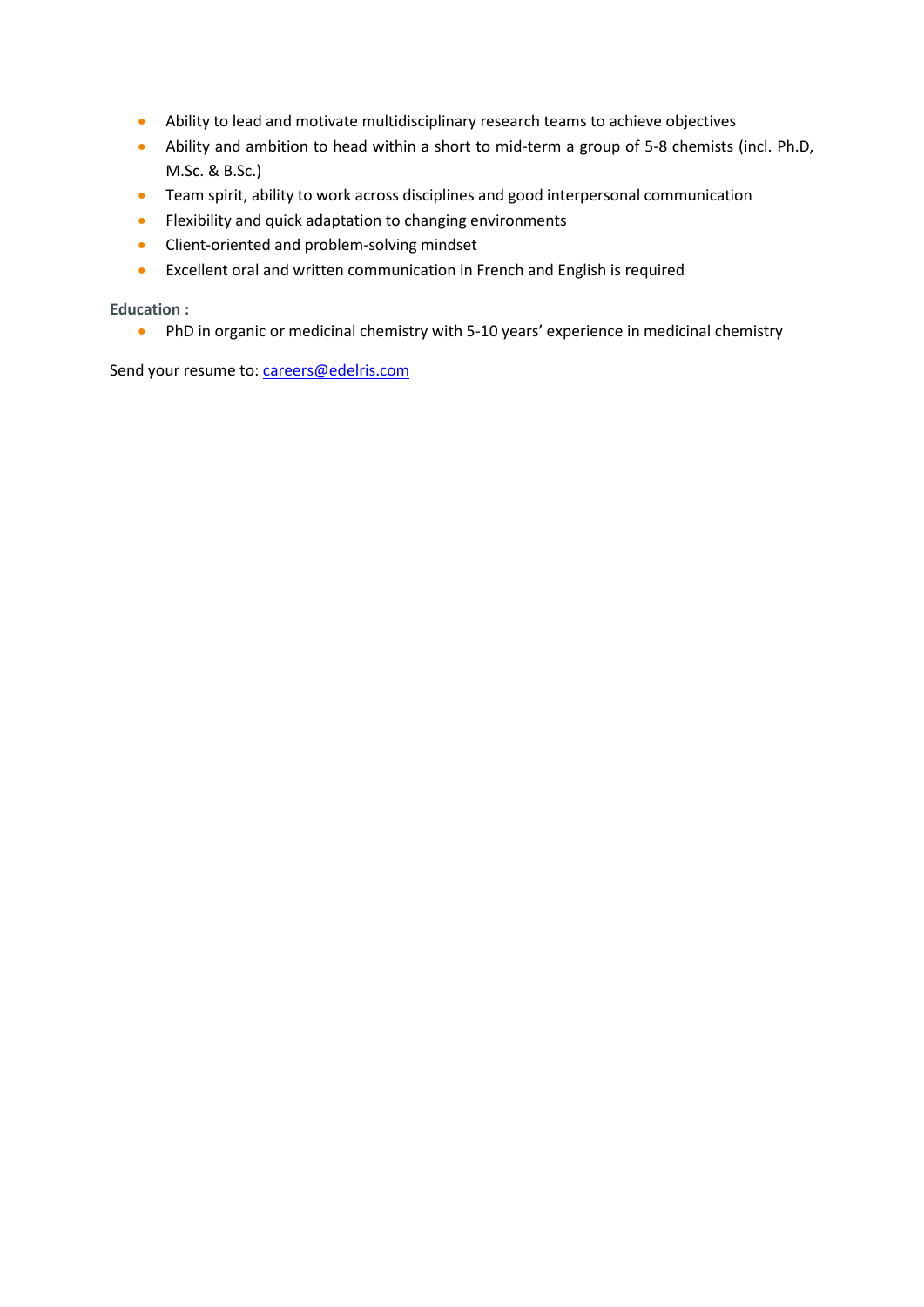- Ability to lead and motivate multidisciplinary research teams to achieve objectives
- Ability and ambition to head within a short to mid-term a group of 5-8 chemists (incl. Ph.D, M.Sc. & B.Sc.)
- Team spirit, ability to work across disciplines and good interpersonal communication
- Flexibility and quick adaptation to changing environments
- Client-oriented and problem-solving mindset
- Excellent oral and written communication in French and English is required

**Education :**

- PhD in organic or medicinal chemistry with 5-10 years' experience in medicinal chemistry

Send your resume to: careers@edelris.com